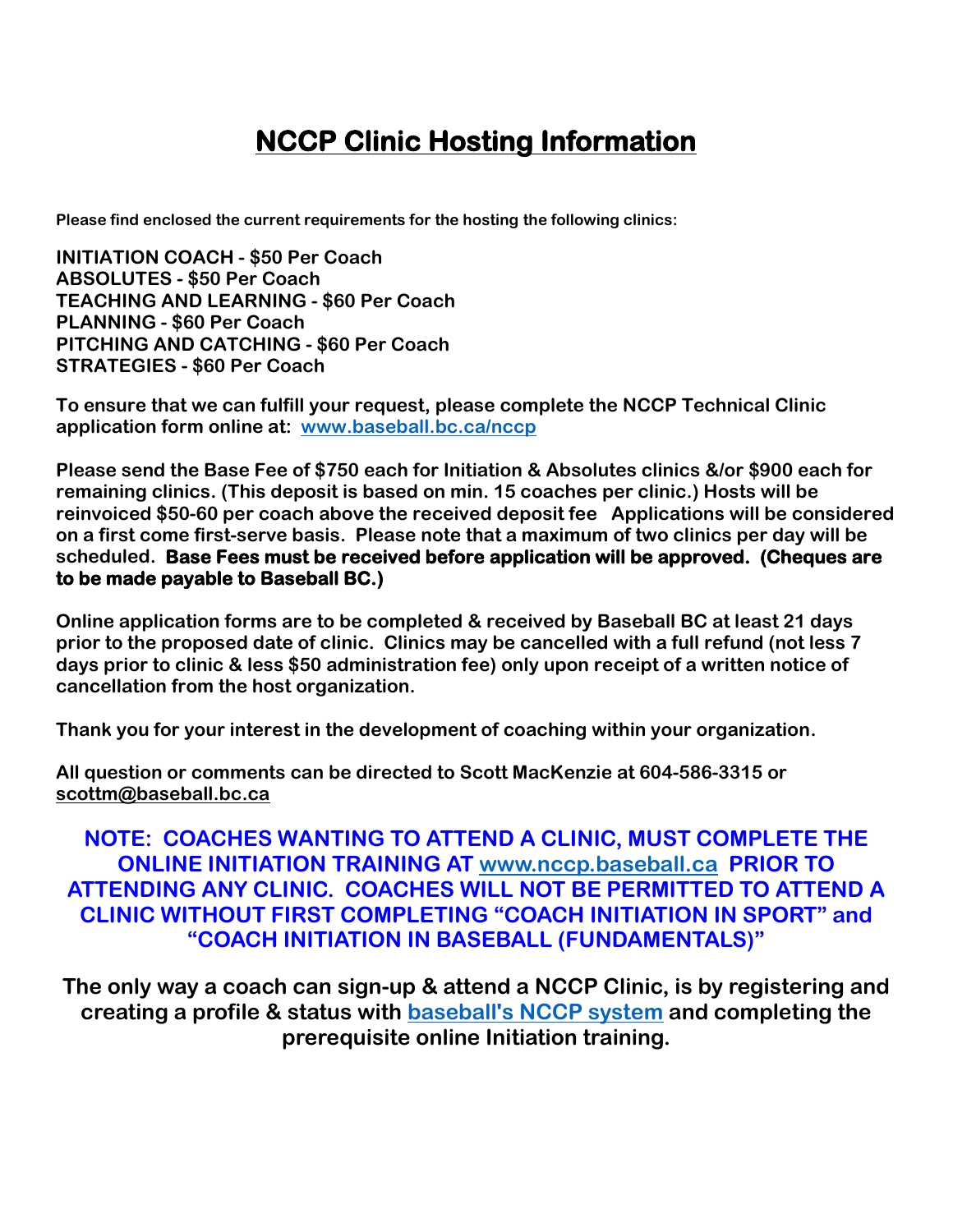# NCCP Clinic Hosting Information

**Please find enclosed the current requirements for the hosting the following clinics:**

**INITIATION COACH - $50 Per Coach**
**ABSOLUTES - $50 Per Coach**
**TEACHING AND LEARNING - $60 Per Coach**
**PLANNING - $60 Per Coach**
**PITCHING AND CATCHING - $60 Per Coach**
**STRATEGIES - $60 Per Coach**

**To ensure that we can fulfill your request, please complete the NCCP Technical Clinic application form online at: [www.baseball.bc.ca/nccp](www.baseball.bc.ca/nccp)**

**Please send the Base Fee of $750 each for Initiation & Absolutes clinics &/or $900 each for remaining clinics. (This deposit is based on min. 15 coaches per clinic.) Hosts will be reinvoiced $50-60 per coach above the received deposit fee Applications will be considered on a first come first-serve basis. Please note that a maximum of two clinics per day will be scheduled. Base Fees must be received before application will be approved. (Cheques are to be made payable to Baseball BC.)**

**Online application forms are to be completed & received by Baseball BC at least 21 days prior to the proposed date of clinic. Clinics may be cancelled with a full refund (not less 7 days prior to clinic & less $50 administration fee) only upon receipt of a written notice of cancellation from the host organization.**

**Thank you for your interest in the development of coaching within your organization.**

**All question or comments can be directed to Scott MacKenzie at 604-586-3315 or scottm@baseball.bc.ca**

**NOTE: COACHES WANTING TO ATTEND A CLINIC, MUST COMPLETE THE ONLINE INITIATION TRAINING AT [www.nccp.baseball.ca](www.nccp.baseball.ca) PRIOR TO ATTENDING ANY CLINIC. COACHES WILL NOT BE PERMITTED TO ATTEND A CLINIC WITHOUT FIRST COMPLETING "COACH INITIATION IN SPORT" and "COACH INITIATION IN BASEBALL (FUNDAMENTALS)"**

**The only way a coach can sign-up & attend a NCCP Clinic, is by registering and creating a profile & status with baseball's NCCP system and completing the prerequisite online Initiation training.**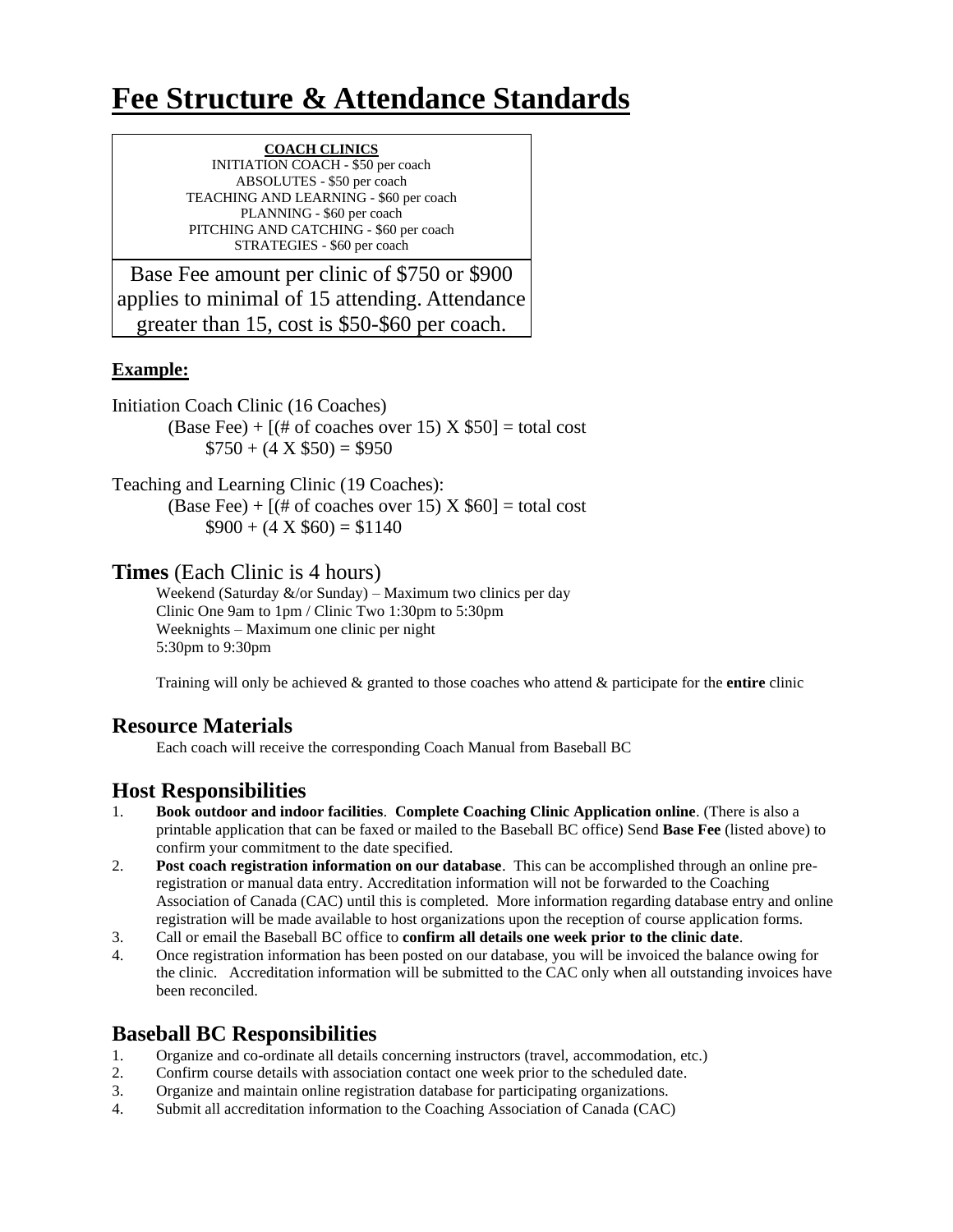# Fee Structure & Attendance Standards

**COACH CLINICS**

INITIATION COACH - $50 per coach
ABSOLUTES - $50 per coach
TEACHING AND LEARNING - $60 per coach
PLANNING - $60 per coach
PITCHING AND CATCHING - $60 per coach
STRATEGIES - $60 per coach

Base Fee amount per clinic of $750 or $900 applies to minimal of 15 attending. Attendance greater than 15, cost is $50-$60 per coach.

**Example:**

Initiation Coach Clinic (16 Coaches)

(Base Fee) + [(# of coaches over 15) X $50] = total cost

$750 + (4 X $50) = $950

Teaching and Learning Clinic (19 Coaches):

(Base Fee) + [(# of coaches over 15) X $60] = total cost

$900 + (4 X $60) = $1140

## **Times** (Each Clinic is 4 hours)

Weekend (Saturday &/or Sunday) – Maximum two clinics per day
Clinic One 9am to 1pm / Clinic Two 1:30pm to 5:30pm
Weeknights – Maximum one clinic per night
5:30pm to 9:30pm

Training will only be achieved & granted to those coaches who attend & participate for the **entire** clinic

## Resource Materials

Each coach will receive the corresponding Coach Manual from Baseball BC

## Host Responsibilities

1. **Book outdoor and indoor facilities**. **Complete Coaching Clinic Application online**. (There is also a printable application that can be faxed or mailed to the Baseball BC office) Send **Base Fee** (listed above) to confirm your commitment to the date specified.
2. **Post coach registration information on our database**. This can be accomplished through an online pre-registration or manual data entry. Accreditation information will not be forwarded to the Coaching Association of Canada (CAC) until this is completed. More information regarding database entry and online registration will be made available to host organizations upon the reception of course application forms.
3. Call or email the Baseball BC office to **confirm all details one week prior to the clinic date**.
4. Once registration information has been posted on our database, you will be invoiced the balance owing for the clinic. Accreditation information will be submitted to the CAC only when all outstanding invoices have been reconciled.

## Baseball BC Responsibilities

1. Organize and co-ordinate all details concerning instructors (travel, accommodation, etc.)
2. Confirm course details with association contact one week prior to the scheduled date.
3. Organize and maintain online registration database for participating organizations.
4. Submit all accreditation information to the Coaching Association of Canada (CAC)